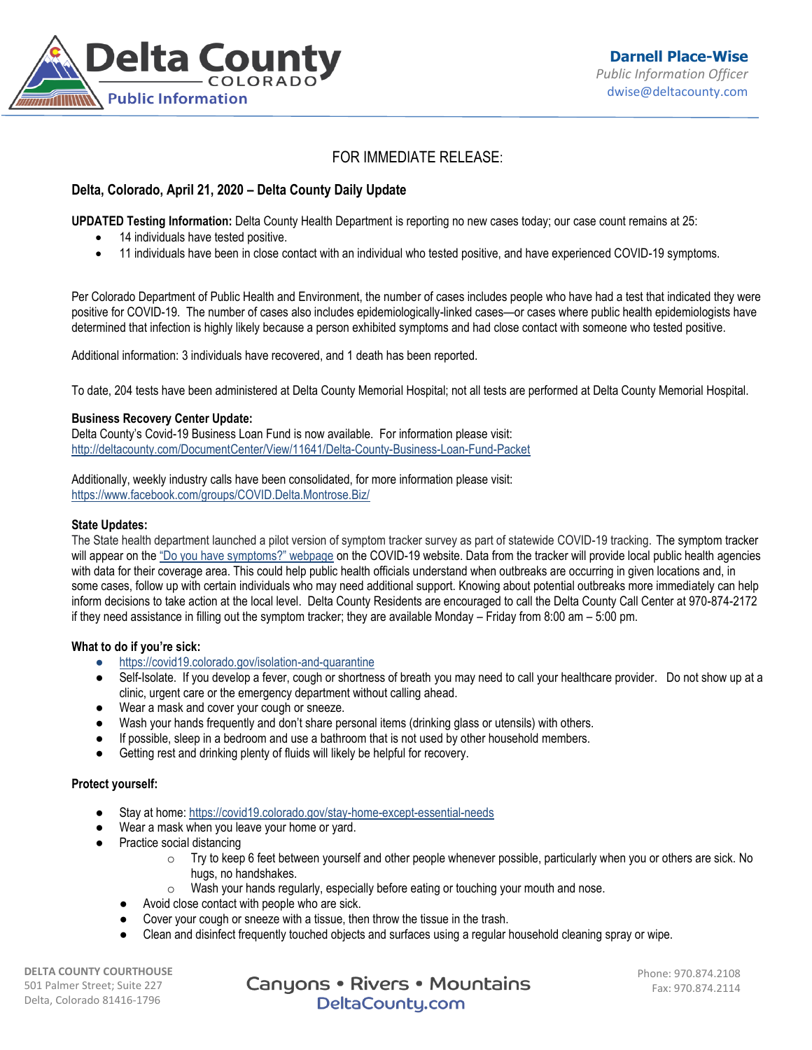Delta County COLORADO Public Information

**Darnell Place-Wise**
*Public Information Officer*
dwise@deltacounty.com

FOR IMMEDIATE RELEASE:

**Delta, Colorado, April 21, 2020 – Delta County Daily Update**

**UPDATED Testing Information:** Delta County Health Department is reporting no new cases today; our case count remains at 25:

- 14 individuals have tested positive.
- 11 individuals have been in close contact with an individual who tested positive, and have experienced COVID-19 symptoms.

Per Colorado Department of Public Health and Environment, the number of cases includes people who have had a test that indicated they were positive for COVID-19. The number of cases also includes epidemiologically-linked cases—or cases where public health epidemiologists have determined that infection is highly likely because a person exhibited symptoms and had close contact with someone who tested positive.

Additional information: 3 individuals have recovered, and 1 death has been reported.

To date, 204 tests have been administered at Delta County Memorial Hospital; not all tests are performed at Delta County Memorial Hospital.

**Business Recovery Center Update:**
Delta County's Covid-19 Business Loan Fund is now available. For information please visit:
http://deltacounty.com/DocumentCenter/View/11641/Delta-County-Business-Loan-Fund-Packet

Additionally, weekly industry calls have been consolidated, for more information please visit:
https://www.facebook.com/groups/COVID.Delta.Montrose.Biz/

**State Updates:**
The State health department launched a pilot version of symptom tracker survey as part of statewide COVID-19 tracking. The symptom tracker will appear on the "Do you have symptoms?" webpage on the COVID-19 website. Data from the tracker will provide local public health agencies with data for their coverage area. This could help public health officials understand when outbreaks are occurring in given locations and, in some cases, follow up with certain individuals who may need additional support. Knowing about potential outbreaks more immediately can help inform decisions to take action at the local level. Delta County Residents are encouraged to call the Delta County Call Center at 970-874-2172 if they need assistance in filling out the symptom tracker; they are available Monday – Friday from 8:00 am – 5:00 pm.

**What to do if you're sick:**

- https://covid19.colorado.gov/isolation-and-quarantine
- Self-Isolate. If you develop a fever, cough or shortness of breath you may need to call your healthcare provider. Do not show up at a clinic, urgent care or the emergency department without calling ahead.
- Wear a mask and cover your cough or sneeze.
- Wash your hands frequently and don't share personal items (drinking glass or utensils) with others.
- If possible, sleep in a bedroom and use a bathroom that is not used by other household members.
- Getting rest and drinking plenty of fluids will likely be helpful for recovery.

**Protect yourself:**

- Stay at home: https://covid19.colorado.gov/stay-home-except-essential-needs
- Wear a mask when you leave your home or yard.
- Practice social distancing
  - Try to keep 6 feet between yourself and other people whenever possible, particularly when you or others are sick. No hugs, no handshakes.
  - Wash your hands regularly, especially before eating or touching your mouth and nose.
- Avoid close contact with people who are sick.
- Cover your cough or sneeze with a tissue, then throw the tissue in the trash.
- Clean and disinfect frequently touched objects and surfaces using a regular household cleaning spray or wipe.

DELTA COUNTY COURTHOUSE
501 Palmer Street; Suite 227
Delta, Colorado 81416-1796

Canyons • Rivers • Mountains
DeltaCounty.com

Phone: 970.874.2108
Fax: 970.874.2114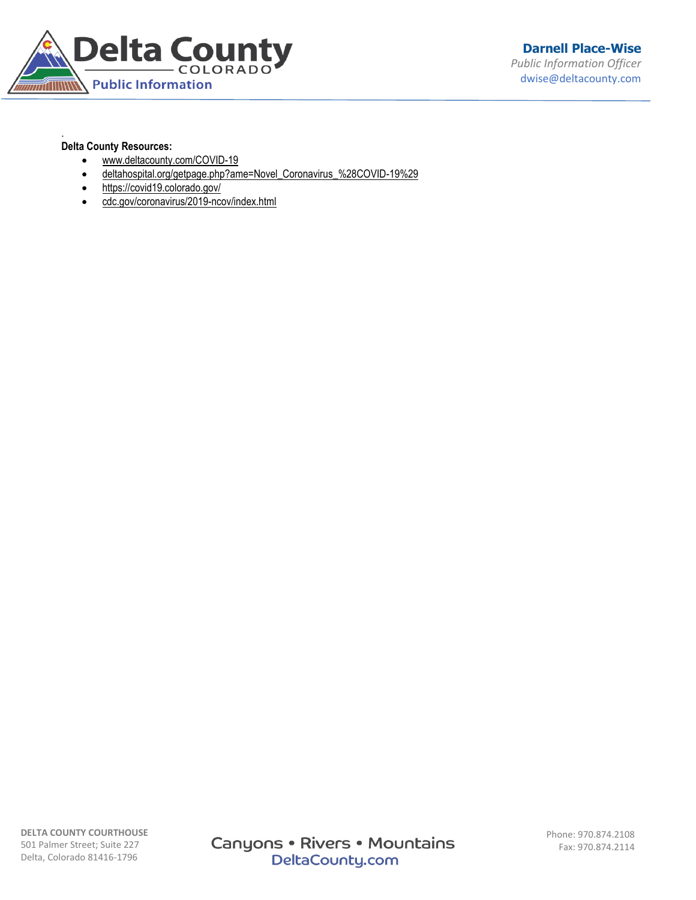.
**Delta County Resources:**

- www.deltacounty.com/COVID-19
- deltahospital.org/getpage.php?ame=Novel_Coronavirus_%28COVID-19%29
- https://covid19.colorado.gov/
- cdc.gov/coronavirus/2019-ncov/index.html